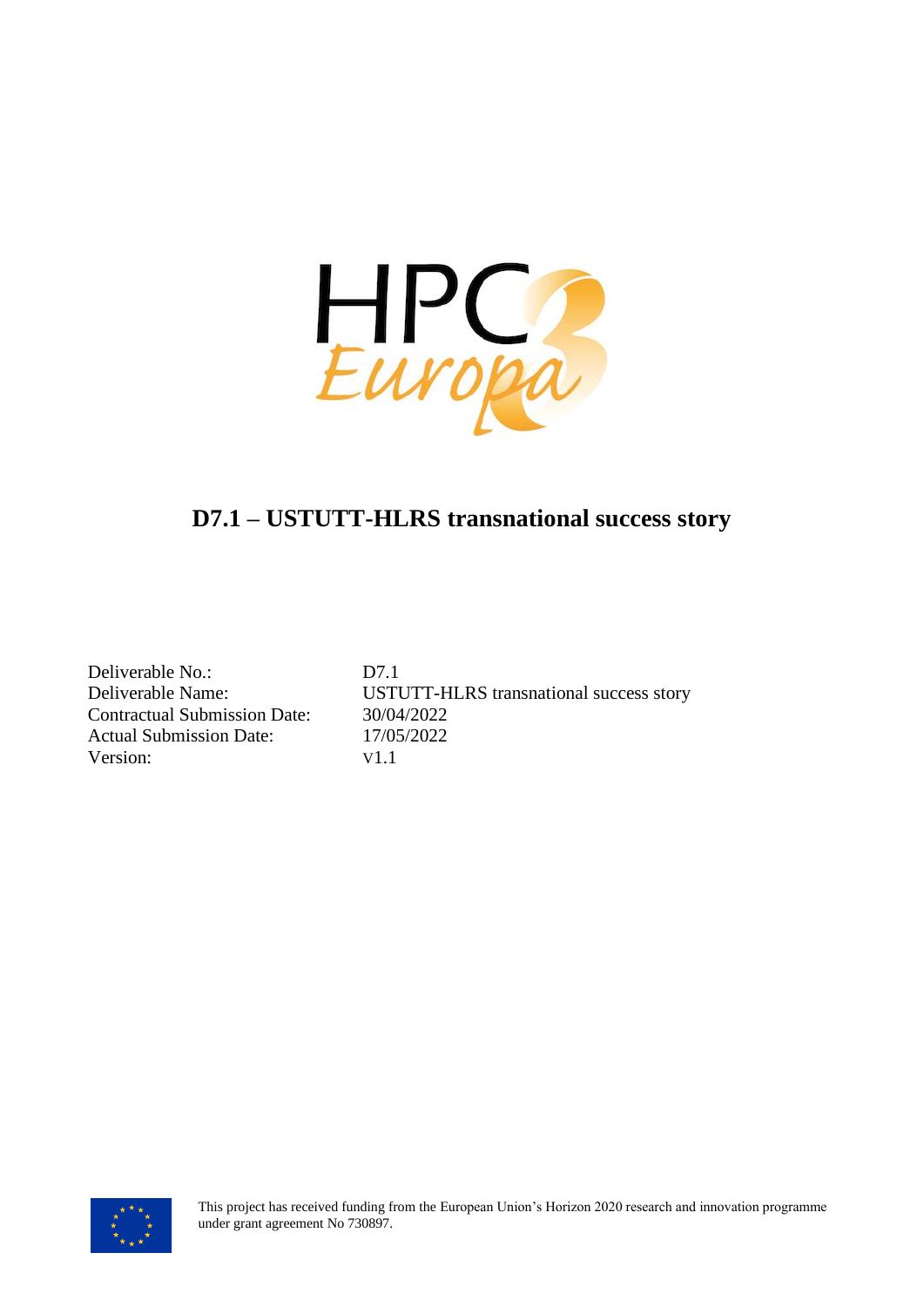# D7.1 – USTUTT-HLRS transnational success story

| | |
|---|---|
| Deliverable No.: | D7.1 |
| Deliverable Name: | USTUTT-HLRS transnational success story |
| Contractual Submission Date: | 30/04/2022 |
| Actual Submission Date: | 17/05/2022 |
| Version: | v1.1 |

This project has received funding from the European Union's Horizon 2020 research and innovation programme under grant agreement No 730897.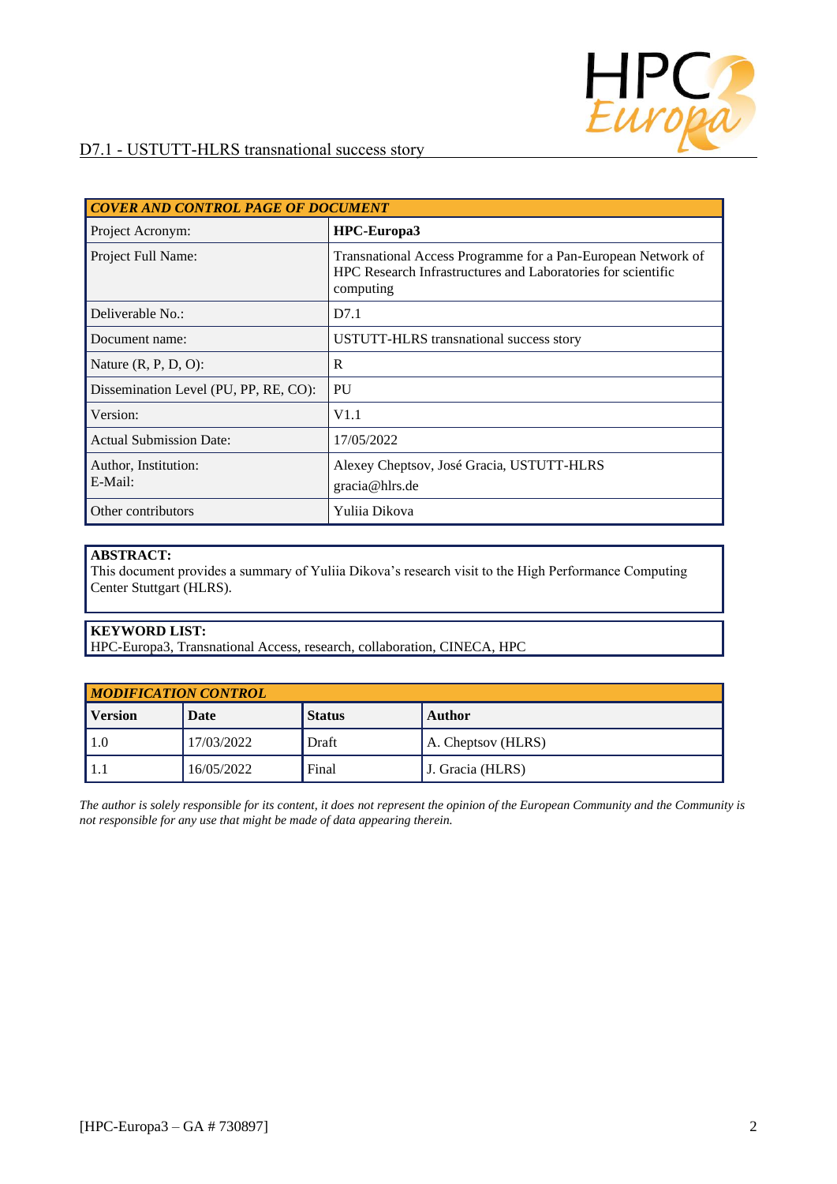| COVER AND CONTROL PAGE OF DOCUMENT | |
|---|---|
| Project Acronym: | **HPC-Europa3** |
| Project Full Name: | Transnational Access Programme for a Pan-European Network of HPC Research Infrastructures and Laboratories for scientific computing |
| Deliverable No.: | D7.1 |
| Document name: | USTUTT-HLRS transnational success story |
| Nature (R, P, D, O): | R |
| Dissemination Level (PU, PP, RE, CO): | PU |
| Version: | V1.1 |
| Actual Submission Date: | 17/05/2022 |
| Author, Institution:<br>E-Mail: | Alexey Cheptsov, José Gracia, USTUTT-HLRS<br>gracia@hlrs.de |
| Other contributors | Yuliia Dikova |

**ABSTRACT:**
This document provides a summary of Yuliia Dikova's research visit to the High Performance Computing Center Stuttgart (HLRS).

**KEYWORD LIST:**
HPC-Europa3, Transnational Access, research, collaboration, CINECA, HPC

| MODIFICATION CONTROL | | | |
|---|---|---|---|
| **Version** | **Date** | **Status** | **Author** |
| 1.0 | 17/03/2022 | Draft | A. Cheptsov (HLRS) |
| 1.1 | 16/05/2022 | Final | J. Gracia (HLRS) |

*The author is solely responsible for its content, it does not represent the opinion of the European Community and the Community is not responsible for any use that might be made of data appearing therein.*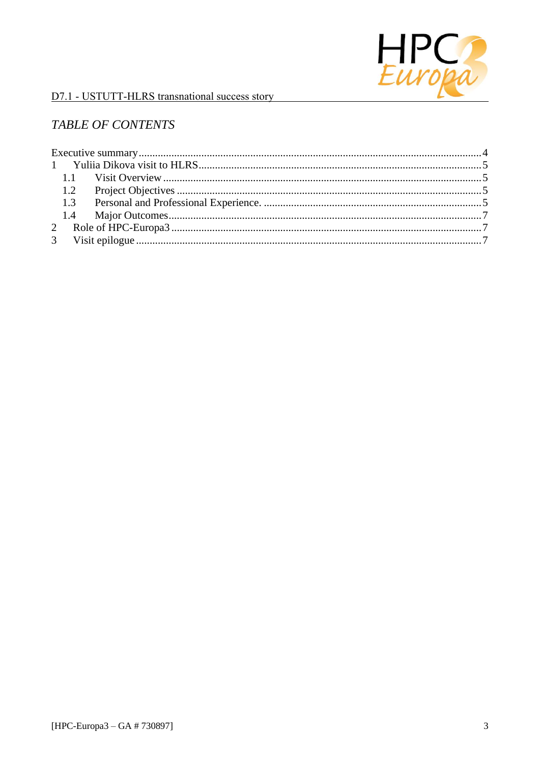## TABLE OF CONTENTS

Executive summary ..... 4
1 Yuliia Dikova visit to HLRS ..... 5
  1.1 Visit Overview ..... 5
  1.2 Project Objectives ..... 5
  1.3 Personal and Professional Experience. ..... 5
  1.4 Major Outcomes ..... 7
2 Role of HPC-Europa3 ..... 7
3 Visit epilogue ..... 7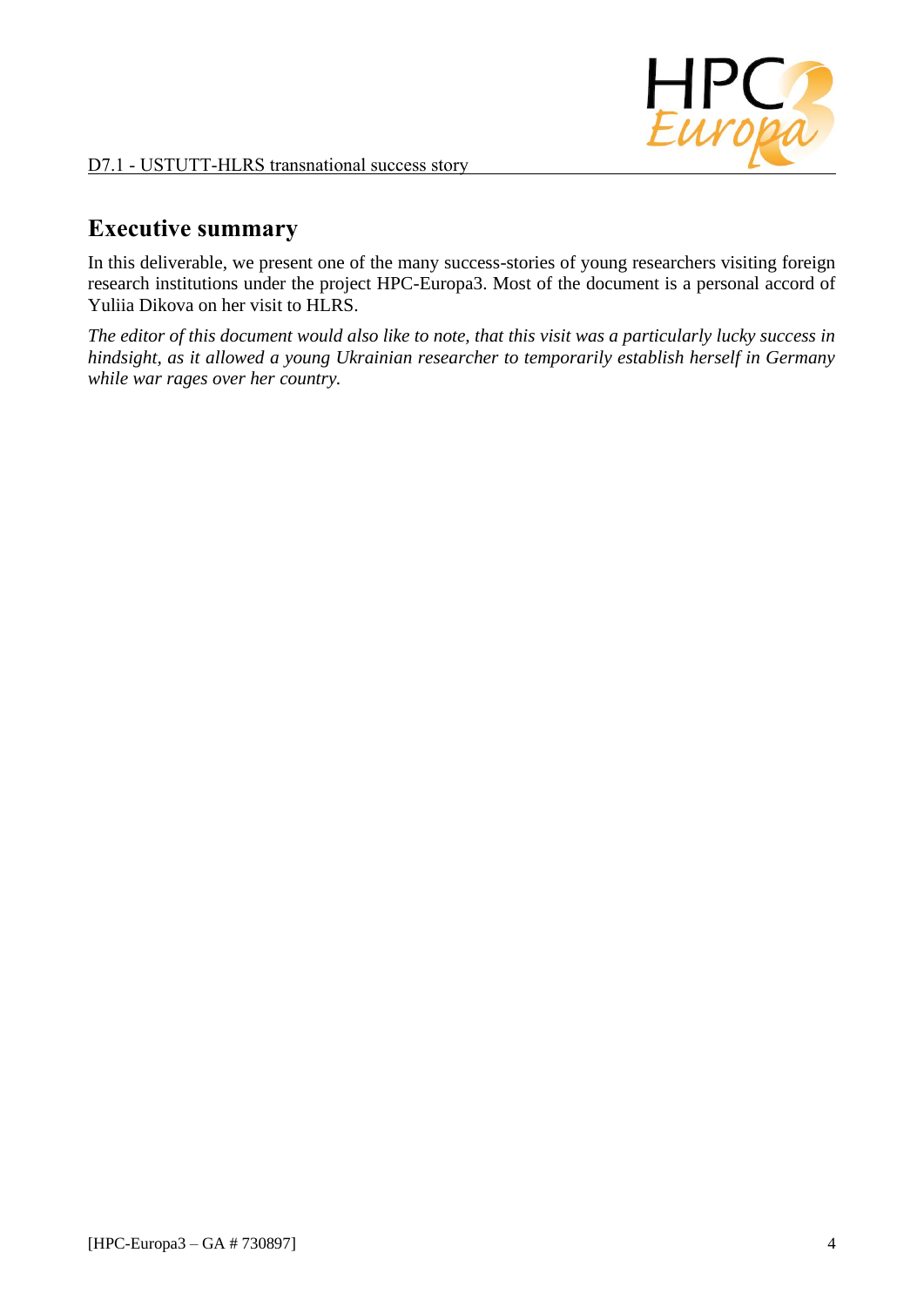## Executive summary

In this deliverable, we present one of the many success-stories of young researchers visiting foreign research institutions under the project HPC-Europa3. Most of the document is a personal accord of Yuliia Dikova on her visit to HLRS.

*The editor of this document would also like to note, that this visit was a particularly lucky success in hindsight, as it allowed a young Ukrainian researcher to temporarily establish herself in Germany while war rages over her country.*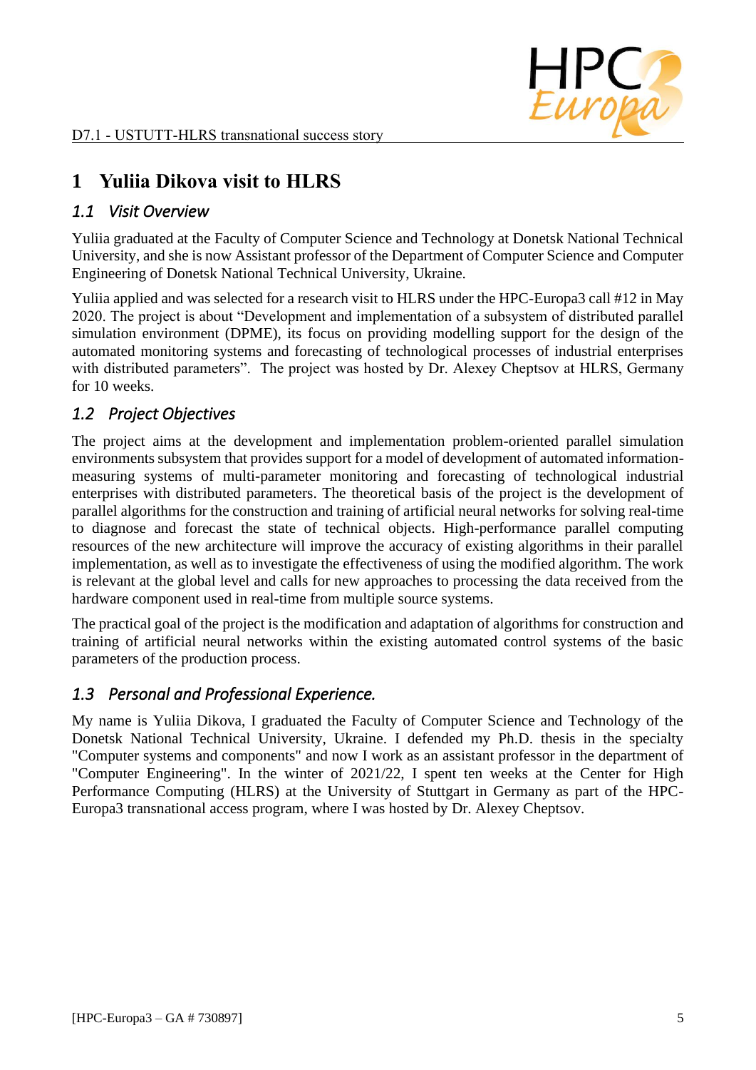# 1 Yuliia Dikova visit to HLRS

## 1.1 Visit Overview

Yuliia graduated at the Faculty of Computer Science and Technology at Donetsk National Technical University, and she is now Assistant professor of the Department of Computer Science and Computer Engineering of Donetsk National Technical University, Ukraine.

Yuliia applied and was selected for a research visit to HLRS under the HPC-Europa3 call #12 in May 2020. The project is about "Development and implementation of a subsystem of distributed parallel simulation environment (DPME), its focus on providing modelling support for the design of the automated monitoring systems and forecasting of technological processes of industrial enterprises with distributed parameters". The project was hosted by Dr. Alexey Cheptsov at HLRS, Germany for 10 weeks.

## 1.2 Project Objectives

The project aims at the development and implementation problem-oriented parallel simulation environments subsystem that provides support for a model of development of automated information-measuring systems of multi-parameter monitoring and forecasting of technological industrial enterprises with distributed parameters. The theoretical basis of the project is the development of parallel algorithms for the construction and training of artificial neural networks for solving real-time to diagnose and forecast the state of technical objects. High-performance parallel computing resources of the new architecture will improve the accuracy of existing algorithms in their parallel implementation, as well as to investigate the effectiveness of using the modified algorithm. The work is relevant at the global level and calls for new approaches to processing the data received from the hardware component used in real-time from multiple source systems.

The practical goal of the project is the modification and adaptation of algorithms for construction and training of artificial neural networks within the existing automated control systems of the basic parameters of the production process.

## 1.3 Personal and Professional Experience.

My name is Yuliia Dikova, I graduated the Faculty of Computer Science and Technology of the Donetsk National Technical University, Ukraine. I defended my Ph.D. thesis in the specialty "Computer systems and components" and now I work as an assistant professor in the department of "Computer Engineering". In the winter of 2021/22, I spent ten weeks at the Center for High Performance Computing (HLRS) at the University of Stuttgart in Germany as part of the HPC-Europa3 transnational access program, where I was hosted by Dr. Alexey Cheptsov.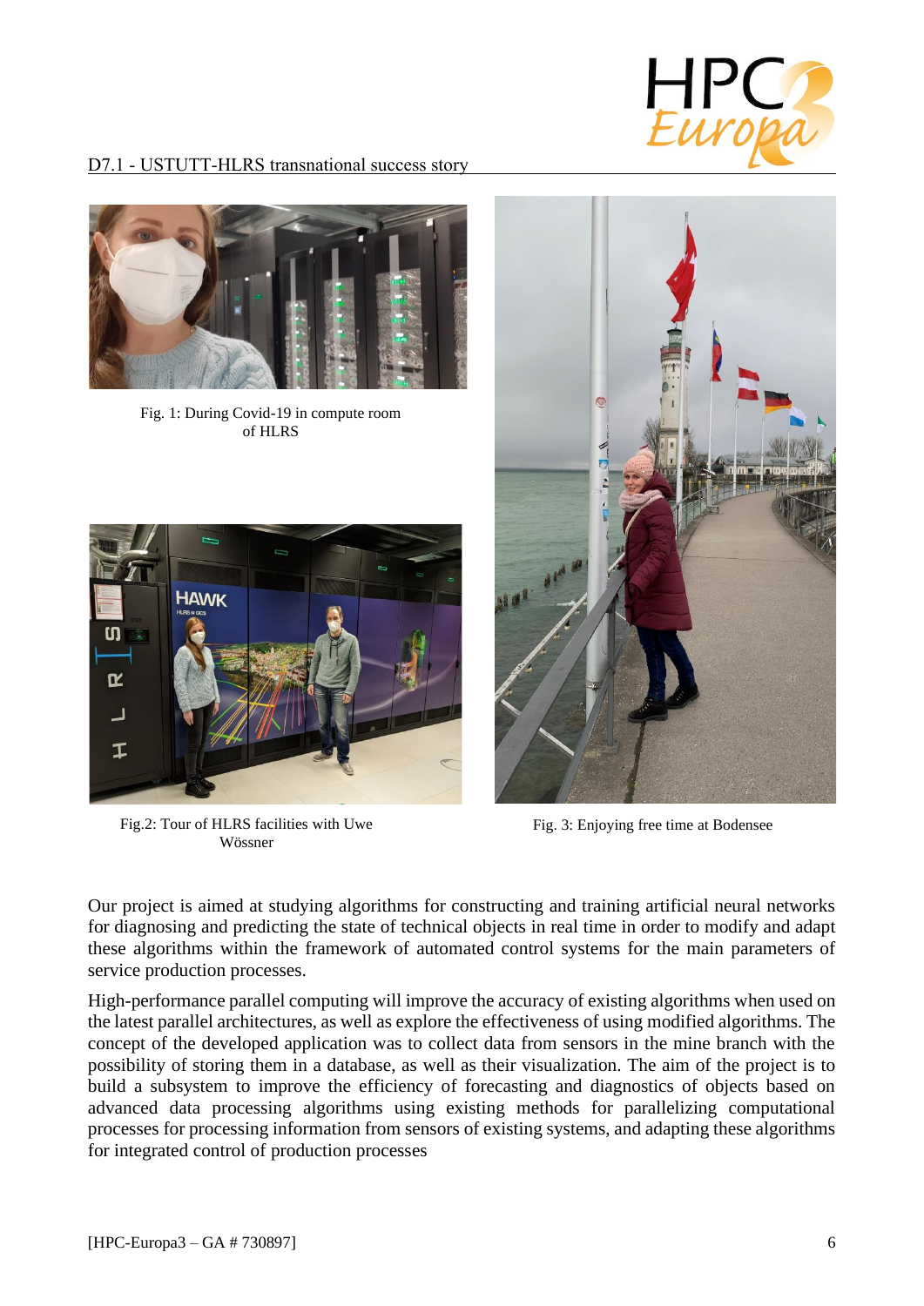Fig. 1: During Covid-19 in compute room of HLRS

Fig.2: Tour of HLRS facilities with Uwe Wössner

Fig. 3: Enjoying free time at Bodensee

Our project is aimed at studying algorithms for constructing and training artificial neural networks for diagnosing and predicting the state of technical objects in real time in order to modify and adapt these algorithms within the framework of automated control systems for the main parameters of service production processes.

High-performance parallel computing will improve the accuracy of existing algorithms when used on the latest parallel architectures, as well as explore the effectiveness of using modified algorithms. The concept of the developed application was to collect data from sensors in the mine branch with the possibility of storing them in a database, as well as their visualization. The aim of the project is to build a subsystem to improve the efficiency of forecasting and diagnostics of objects based on advanced data processing algorithms using existing methods for parallelizing computational processes for processing information from sensors of existing systems, and adapting these algorithms for integrated control of production processes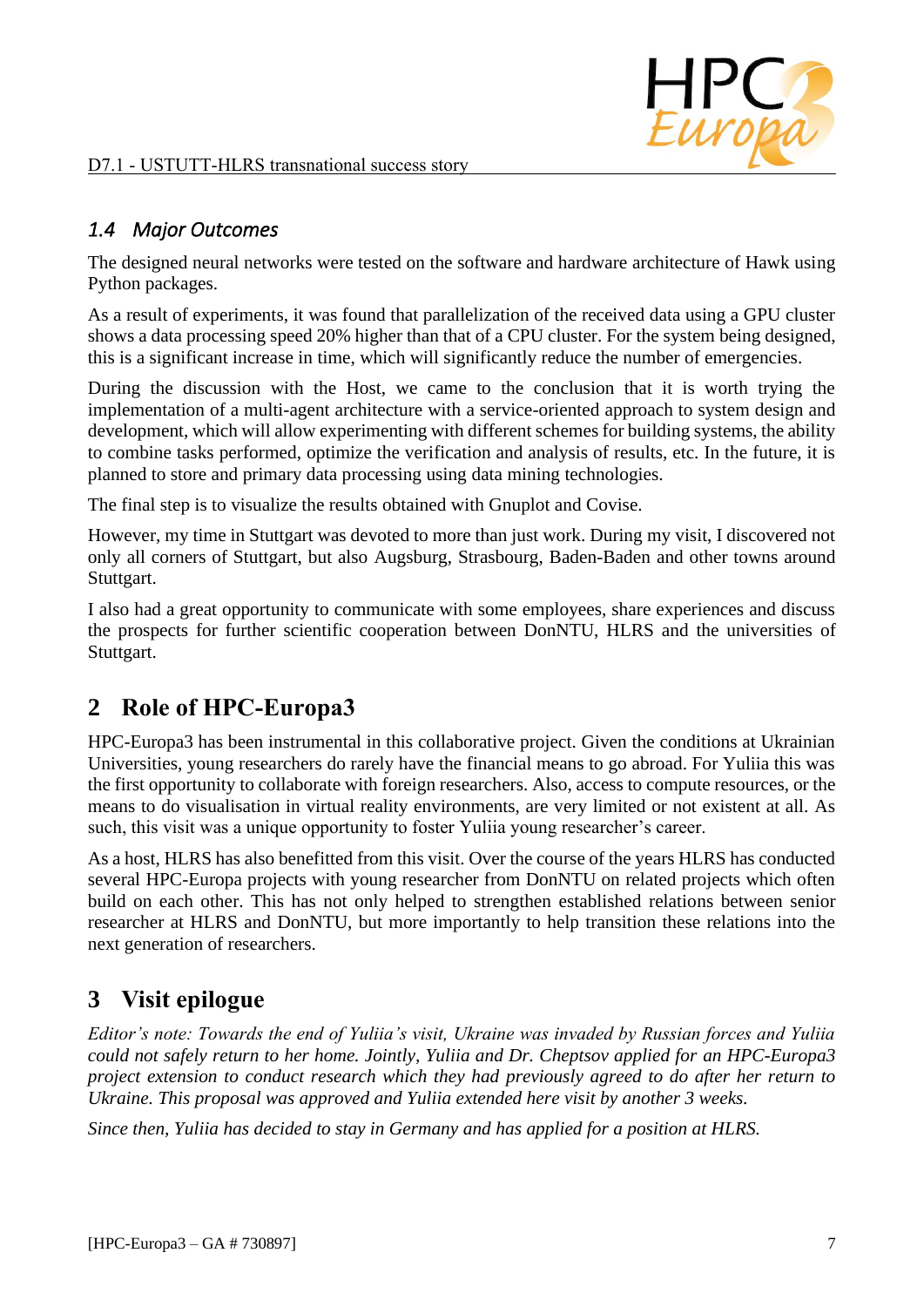### 1.4 Major Outcomes

The designed neural networks were tested on the software and hardware architecture of Hawk using Python packages.

As a result of experiments, it was found that parallelization of the received data using a GPU cluster shows a data processing speed 20% higher than that of a CPU cluster. For the system being designed, this is a significant increase in time, which will significantly reduce the number of emergencies.

During the discussion with the Host, we came to the conclusion that it is worth trying the implementation of a multi-agent architecture with a service-oriented approach to system design and development, which will allow experimenting with different schemes for building systems, the ability to combine tasks performed, optimize the verification and analysis of results, etc. In the future, it is planned to store and primary data processing using data mining technologies.

The final step is to visualize the results obtained with Gnuplot and Covise.

However, my time in Stuttgart was devoted to more than just work. During my visit, I discovered not only all corners of Stuttgart, but also Augsburg, Strasbourg, Baden-Baden and other towns around Stuttgart.

I also had a great opportunity to communicate with some employees, share experiences and discuss the prospects for further scientific cooperation between DonNTU, HLRS and the universities of Stuttgart.

## 2 Role of HPC-Europa3

HPC-Europa3 has been instrumental in this collaborative project. Given the conditions at Ukrainian Universities, young researchers do rarely have the financial means to go abroad. For Yuliia this was the first opportunity to collaborate with foreign researchers. Also, access to compute resources, or the means to do visualisation in virtual reality environments, are very limited or not existent at all. As such, this visit was a unique opportunity to foster Yuliia young researcher's career.

As a host, HLRS has also benefitted from this visit. Over the course of the years HLRS has conducted several HPC-Europa projects with young researcher from DonNTU on related projects which often build on each other. This has not only helped to strengthen established relations between senior researcher at HLRS and DonNTU, but more importantly to help transition these relations into the next generation of researchers.

## 3 Visit epilogue

*Editor's note: Towards the end of Yuliia's visit, Ukraine was invaded by Russian forces and Yuliia could not safely return to her home. Jointly, Yuliia and Dr. Cheptsov applied for an HPC-Europa3 project extension to conduct research which they had previously agreed to do after her return to Ukraine. This proposal was approved and Yuliia extended here visit by another 3 weeks.*

*Since then, Yuliia has decided to stay in Germany and has applied for a position at HLRS.*